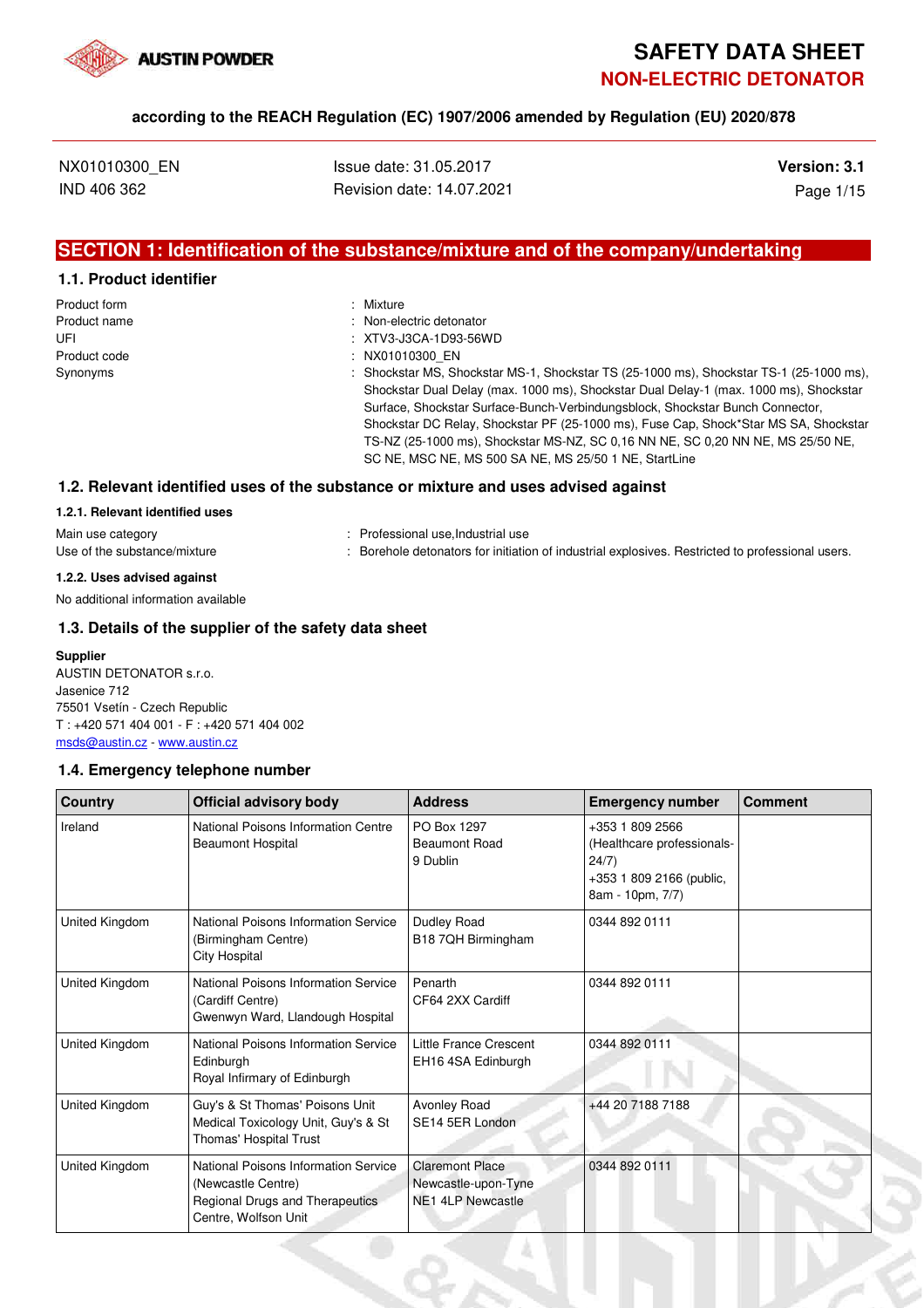# SAFETY DATA SHEET

## NON-ELECTRIC DETONATOR

**according to the REACH Regulation (EC) 1907/2006 amended by Regulation (EU) 2020/878**

NX01010300_EN
IND 406 362

Issue date: 31.05.2017
Revision date: 14.07.2021

**Version: 3.1**

## SECTION 1: Identification of the substance/mixture and of the company/undertaking

### 1.1. Product identifier

| | |
|---|---|
| Product form | : Mixture |
| Product name | : Non-electric detonator |
| UFI | : XTV3-J3CA-1D93-56WD |
| Product code | : NX01010300_EN |
| Synonyms | : Shockstar MS, Shockstar MS-1, Shockstar TS (25-1000 ms), Shockstar TS-1 (25-1000 ms), Shockstar Dual Delay (max. 1000 ms), Shockstar Dual Delay-1 (max. 1000 ms), Shockstar Surface, Shockstar Surface-Bunch-Verbindungsblock, Shockstar Bunch Connector, Shockstar DC Relay, Shockstar PF (25-1000 ms), Fuse Cap, Shock*Star MS SA, Shockstar TS-NZ (25-1000 ms), Shockstar MS-NZ, SC 0,16 NN NE, SC 0,20 NN NE, MS 25/50 NE, SC NE, MSC NE, MS 500 SA NE, MS 25/50 1 NE, StartLine |

### 1.2. Relevant identified uses of the substance or mixture and uses advised against

#### 1.2.1. Relevant identified uses

| | |
|---|---|
| Main use category | : Professional use,Industrial use |
| Use of the substance/mixture | : Borehole detonators for initiation of industrial explosives. Restricted to professional users. |

#### 1.2.2. Uses advised against

No additional information available

### 1.3. Details of the supplier of the safety data sheet

**Supplier**
AUSTIN DETONATOR s.r.o.
Jasenice 712
75501 Vsetín - Czech Republic
T : +420 571 404 001 - F : +420 571 404 002
msds@austin.cz - www.austin.cz

### 1.4. Emergency telephone number

| Country | Official advisory body | Address | Emergency number | Comment |
|---|---|---|---|---|
| Ireland | National Poisons Information Centre Beaumont Hospital | PO Box 1297 Beaumont Road 9 Dublin | +353 1 809 2566 (Healthcare professionals-24/7) +353 1 809 2166 (public, 8am - 10pm, 7/7) | |
| United Kingdom | National Poisons Information Service (Birmingham Centre) City Hospital | Dudley Road B18 7QH Birmingham | 0344 892 0111 | |
| United Kingdom | National Poisons Information Service (Cardiff Centre) Gwenwyn Ward, Llandough Hospital | Penarth CF64 2XX Cardiff | 0344 892 0111 | |
| United Kingdom | National Poisons Information Service Edinburgh Royal Infirmary of Edinburgh | Little France Crescent EH16 4SA Edinburgh | 0344 892 0111 | |
| United Kingdom | Guy's & St Thomas' Poisons Unit Medical Toxicology Unit, Guy's & St Thomas' Hospital Trust | Avonley Road SE14 5ER London | +44 20 7188 7188 | |
| United Kingdom | National Poisons Information Service (Newcastle Centre) Regional Drugs and Therapeutics Centre, Wolfson Unit | Claremont Place Newcastle-upon-Tyne NE1 4LP Newcastle | 0344 892 0111 | |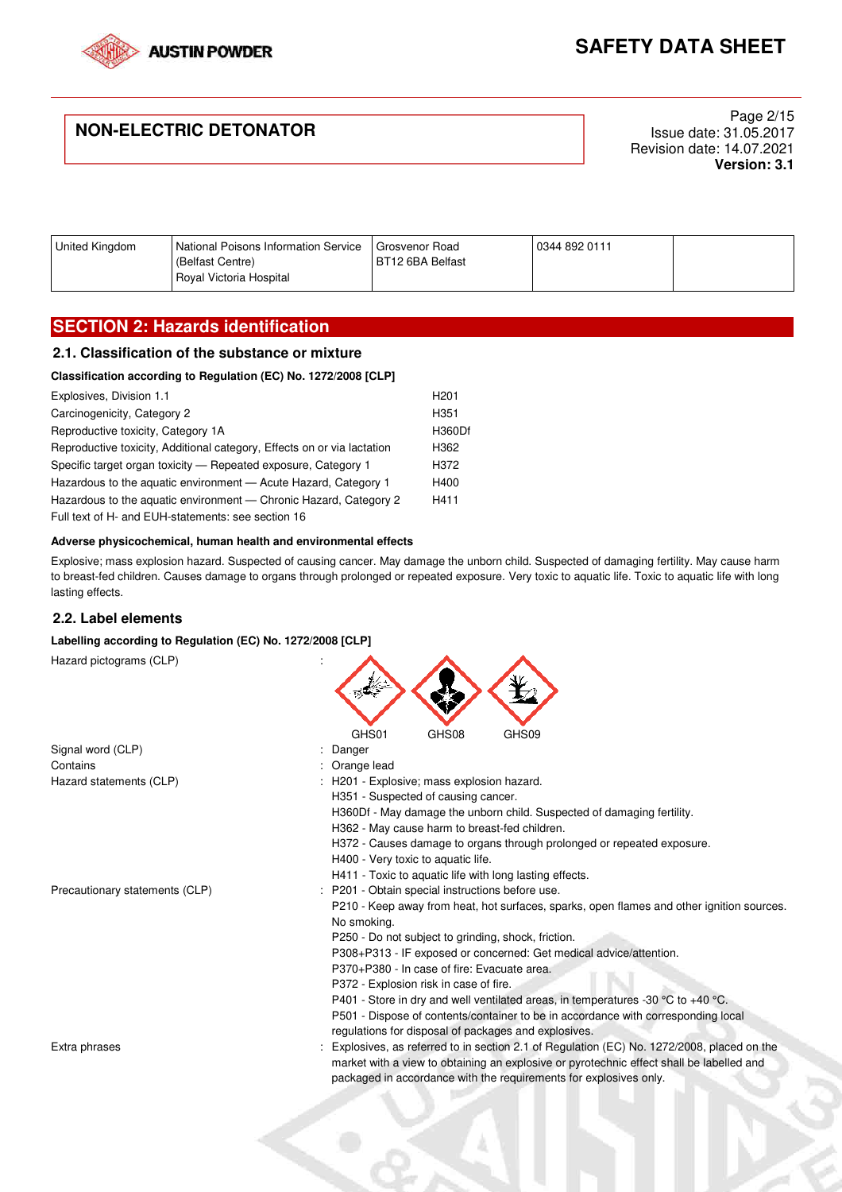| United Kingdom | National Poisons Information Service (Belfast Centre) Royal Victoria Hospital | Grosvenor Road BT12 6BA Belfast | 0344 892 0111 | |
|---|---|---|---|---|

## SECTION 2: Hazards identification

### 2.1. Classification of the substance or mixture

**Classification according to Regulation (EC) No. 1272/2008 [CLP]**

| | |
|---|---|
| Explosives, Division 1.1 | H201 |
| Carcinogenicity, Category 2 | H351 |
| Reproductive toxicity, Category 1A | H360Df |
| Reproductive toxicity, Additional category, Effects on or via lactation | H362 |
| Specific target organ toxicity — Repeated exposure, Category 1 | H372 |
| Hazardous to the aquatic environment — Acute Hazard, Category 1 | H400 |
| Hazardous to the aquatic environment — Chronic Hazard, Category 2 | H411 |

Full text of H- and EUH-statements: see section 16

**Adverse physicochemical, human health and environmental effects**

Explosive; mass explosion hazard. Suspected of causing cancer. May damage the unborn child. Suspected of damaging fertility. May cause harm to breast-fed children. Causes damage to organs through prolonged or repeated exposure. Very toxic to aquatic life. Toxic to aquatic life with long lasting effects.

### 2.2. Label elements

**Labelling according to Regulation (EC) No. 1272/2008 [CLP]**

Hazard pictograms (CLP) : GHS01 GHS08 GHS09

Signal word (CLP) : Danger

Contains : Orange lead

Hazard statements (CLP) :
- H201 - Explosive; mass explosion hazard.
- H351 - Suspected of causing cancer.
- H360Df - May damage the unborn child. Suspected of damaging fertility.
- H362 - May cause harm to breast-fed children.
- H372 - Causes damage to organs through prolonged or repeated exposure.
- H400 - Very toxic to aquatic life.
- H411 - Toxic to aquatic life with long lasting effects.

Precautionary statements (CLP) :
- P201 - Obtain special instructions before use.
- P210 - Keep away from heat, hot surfaces, sparks, open flames and other ignition sources. No smoking.
- P250 - Do not subject to grinding, shock, friction.
- P308+P313 - IF exposed or concerned: Get medical advice/attention.
- P370+P380 - In case of fire: Evacuate area.
- P372 - Explosion risk in case of fire.
- P401 - Store in dry and well ventilated areas, in temperatures -30 °C to +40 °C.
- P501 - Dispose of contents/container to be in accordance with corresponding local regulations for disposal of packages and explosives.

Extra phrases : Explosives, as referred to in section 2.1 of Regulation (EC) No. 1272/2008, placed on the market with a view to obtaining an explosive or pyrotechnic effect shall be labelled and packaged in accordance with the requirements for explosives only.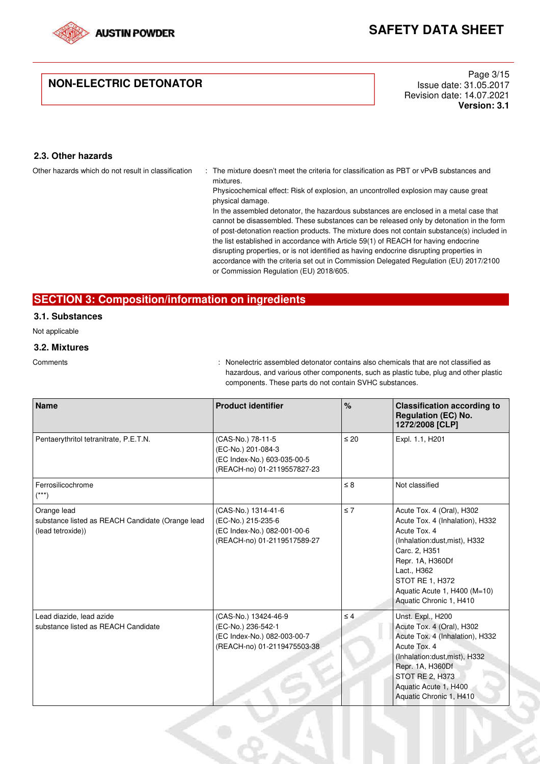### 2.3. Other hazards

Other hazards which do not result in classification : The mixture doesn't meet the criteria for classification as PBT or vPvB substances and mixtures.
Physicochemical effect: Risk of explosion, an uncontrolled explosion may cause great physical damage.
In the assembled detonator, the hazardous substances are enclosed in a metal case that cannot be disassembled. These substances can be released only by detonation in the form of post-detonation reaction products. The mixture does not contain substance(s) included in the list established in accordance with Article 59(1) of REACH for having endocrine disrupting properties, or is not identified as having endocrine disrupting properties in accordance with the criteria set out in Commission Delegated Regulation (EU) 2017/2100 or Commission Regulation (EU) 2018/605.

## SECTION 3: Composition/information on ingredients

### 3.1. Substances

Not applicable

### 3.2. Mixtures

Comments : Nonelectric assembled detonator contains also chemicals that are not classified as hazardous, and various other components, such as plastic tube, plug and other plastic components. These parts do not contain SVHC substances.

| Name | Product identifier | % | Classification according to Regulation (EC) No. 1272/2008 [CLP] |
|---|---|---|---|
| Pentaerythritol tetranitrate, P.E.T.N. | (CAS-No.) 78-11-5<br>(EC-No.) 201-084-3<br>(EC Index-No.) 603-035-00-5<br>(REACH-no) 01-2119557827-23 | ≤ 20 | Expl. 1.1, H201 |
| Ferrosilicochrome<br>(***) | | ≤ 8 | Not classified |
| Orange lead<br>substance listed as REACH Candidate (Orange lead (lead tetroxide)) | (CAS-No.) 1314-41-6<br>(EC-No.) 215-235-6<br>(EC Index-No.) 082-001-00-6<br>(REACH-no) 01-2119517589-27 | ≤ 7 | Acute Tox. 4 (Oral), H302<br>Acute Tox. 4 (Inhalation), H332<br>Acute Tox. 4 (Inhalation:dust,mist), H332<br>Carc. 2, H351<br>Repr. 1A, H360Df<br>Lact., H362<br>STOT RE 1, H372<br>Aquatic Acute 1, H400 (M=10)<br>Aquatic Chronic 1, H410 |
| Lead diazide, lead azide<br>substance listed as REACH Candidate | (CAS-No.) 13424-46-9<br>(EC-No.) 236-542-1<br>(EC Index-No.) 082-003-00-7<br>(REACH-no) 01-2119475503-38 | ≤ 4 | Unst. Expl., H200<br>Acute Tox. 4 (Oral), H302<br>Acute Tox. 4 (Inhalation), H332<br>Acute Tox. 4 (Inhalation:dust,mist), H332<br>Repr. 1A, H360Df<br>STOT RE 2, H373<br>Aquatic Acute 1, H400<br>Aquatic Chronic 1, H410 |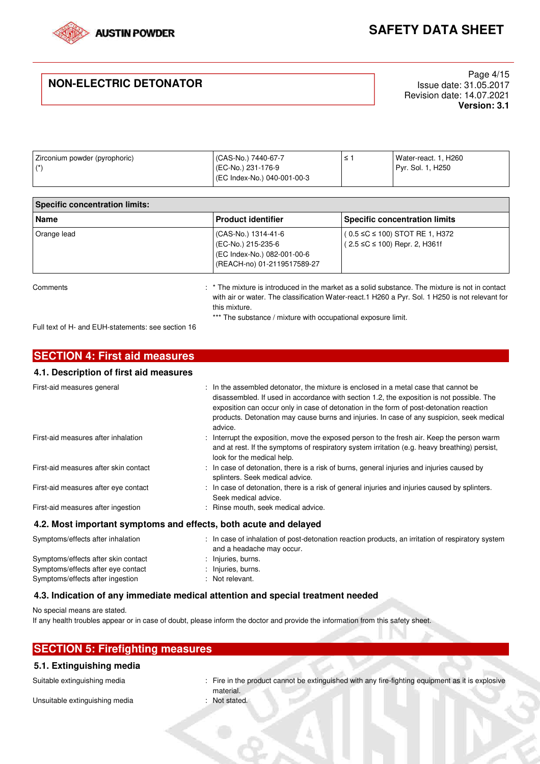| | | | |
|---|---|---|---|
| Zirconium powder (pyrophoric) (*) | (CAS-No.) 7440-67-7<br>(EC-No.) 231-176-9<br>(EC Index-No.) 040-001-00-3 | ≤ 1 | Water-react. 1, H260<br>Pyr. Sol. 1, H250 |

| Specific concentration limits: | | |
|---|---|---|
| **Name** | **Product identifier** | **Specific concentration limits** |
| Orange lead | (CAS-No.) 1314-41-6<br>(EC-No.) 215-235-6<br>(EC Index-No.) 082-001-00-6<br>(REACH-no) 01-2119517589-27 | ( 0.5 ≤C ≤ 100) STOT RE 1, H372<br>( 2.5 ≤C ≤ 100) Repr. 2, H361f |

Comments : * The mixture is introduced in the market as a solid substance. The mixture is not in contact with air or water. The classification Water-react.1 H260 a Pyr. Sol. 1 H250 is not relevant for this mixture.
*** The substance / mixture with occupational exposure limit.

Full text of H- and EUH-statements: see section 16

## SECTION 4: First aid measures

### 4.1. Description of first aid measures

First-aid measures general : In the assembled detonator, the mixture is enclosed in a metal case that cannot be disassembled. If used in accordance with section 1.2, the exposition is not possible. The exposition can occur only in case of detonation in the form of post-detonation reaction products. Detonation may cause burns and injuries. In case of any suspicion, seek medical advice.

First-aid measures after inhalation : Interrupt the exposition, move the exposed person to the fresh air. Keep the person warm and at rest. If the symptoms of respiratory system irritation (e.g. heavy breathing) persist, look for the medical help.

First-aid measures after skin contact : In case of detonation, there is a risk of burns, general injuries and injuries caused by splinters. Seek medical advice.

First-aid measures after eye contact : In case of detonation, there is a risk of general injuries and injuries caused by splinters. Seek medical advice.

First-aid measures after ingestion : Rinse mouth, seek medical advice.

### 4.2. Most important symptoms and effects, both acute and delayed

Symptoms/effects after inhalation : In case of inhalation of post-detonation reaction products, an irritation of respiratory system and a headache may occur.

Symptoms/effects after skin contact : Injuries, burns.

Symptoms/effects after eye contact : Injuries, burns.

Symptoms/effects after ingestion : Not relevant.

### 4.3. Indication of any immediate medical attention and special treatment needed

No special means are stated.
If any health troubles appear or in case of doubt, please inform the doctor and provide the information from this safety sheet.

## SECTION 5: Firefighting measures

### 5.1. Extinguishing media

Suitable extinguishing media : Fire in the product cannot be extinguished with any fire-fighting equipment as it is explosive material.

Unsuitable extinguishing media : Not stated.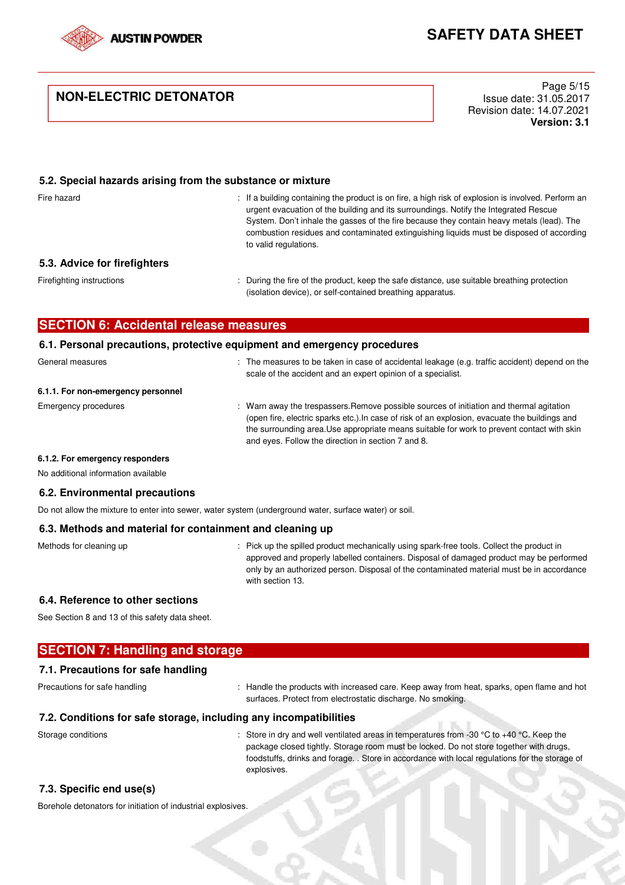### 5.2. Special hazards arising from the substance or mixture

Fire hazard : If a building containing the product is on fire, a high risk of explosion is involved. Perform an urgent evacuation of the building and its surroundings. Notify the Integrated Rescue System. Don't inhale the gasses of the fire because they contain heavy metals (lead). The combustion residues and contaminated extinguishing liquids must be disposed of according to valid regulations.

### 5.3. Advice for firefighters

Firefighting instructions : During the fire of the product, keep the safe distance, use suitable breathing protection (isolation device), or self-contained breathing apparatus.

## SECTION 6: Accidental release measures

### 6.1. Personal precautions, protective equipment and emergency procedures

General measures : The measures to be taken in case of accidental leakage (e.g. traffic accident) depend on the scale of the accident and an expert opinion of a specialist.

#### 6.1.1. For non-emergency personnel

Emergency procedures : Warn away the trespassers.Remove possible sources of initiation and thermal agitation (open fire, electric sparks etc.).In case of risk of an explosion, evacuate the buildings and the surrounding area.Use appropriate means suitable for work to prevent contact with skin and eyes. Follow the direction in section 7 and 8.

#### 6.1.2. For emergency responders

No additional information available

### 6.2. Environmental precautions

Do not allow the mixture to enter into sewer, water system (underground water, surface water) or soil.

### 6.3. Methods and material for containment and cleaning up

Methods for cleaning up : Pick up the spilled product mechanically using spark-free tools. Collect the product in approved and properly labelled containers. Disposal of damaged product may be performed only by an authorized person. Disposal of the contaminated material must be in accordance with section 13.

### 6.4. Reference to other sections

See Section 8 and 13 of this safety data sheet.

## SECTION 7: Handling and storage

### 7.1. Precautions for safe handling

Precautions for safe handling : Handle the products with increased care. Keep away from heat, sparks, open flame and hot surfaces. Protect from electrostatic discharge. No smoking.

### 7.2. Conditions for safe storage, including any incompatibilities

Storage conditions : Store in dry and well ventilated areas in temperatures from -30 °C to +40 °C. Keep the package closed tightly. Storage room must be locked. Do not store together with drugs, foodstuffs, drinks and forage. . Store in accordance with local regulations for the storage of explosives.

### 7.3. Specific end use(s)

Borehole detonators for initiation of industrial explosives.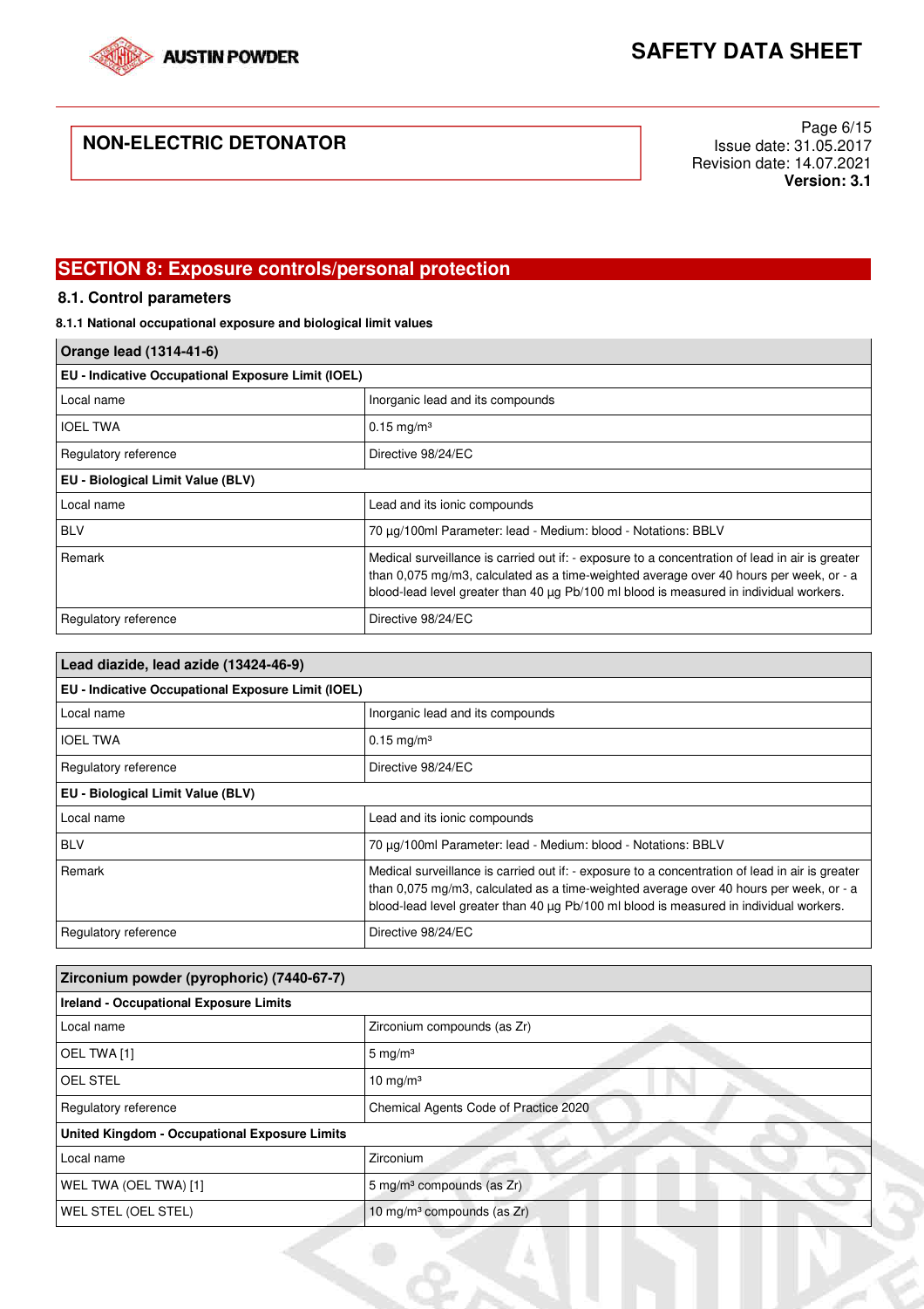## SECTION 8: Exposure controls/personal protection

### 8.1. Control parameters

#### 8.1.1 National occupational exposure and biological limit values

| Orange lead (1314-41-6) | |
|---|---|
| **EU - Indicative Occupational Exposure Limit (IOEL)** | |
| Local name | Inorganic lead and its compounds |
| IOEL TWA | 0.15 mg/m³ |
| Regulatory reference | Directive 98/24/EC |
| **EU - Biological Limit Value (BLV)** | |
| Local name | Lead and its ionic compounds |
| BLV | 70 µg/100ml Parameter: lead - Medium: blood - Notations: BBLV |
| Remark | Medical surveillance is carried out if: - exposure to a concentration of lead in air is greater than 0,075 mg/m3, calculated as a time-weighted average over 40 hours per week, or - a blood-lead level greater than 40 µg Pb/100 ml blood is measured in individual workers. |
| Regulatory reference | Directive 98/24/EC |

| Lead diazide, lead azide (13424-46-9) | |
|---|---|
| **EU - Indicative Occupational Exposure Limit (IOEL)** | |
| Local name | Inorganic lead and its compounds |
| IOEL TWA | 0.15 mg/m³ |
| Regulatory reference | Directive 98/24/EC |
| **EU - Biological Limit Value (BLV)** | |
| Local name | Lead and its ionic compounds |
| BLV | 70 µg/100ml Parameter: lead - Medium: blood - Notations: BBLV |
| Remark | Medical surveillance is carried out if: - exposure to a concentration of lead in air is greater than 0,075 mg/m3, calculated as a time-weighted average over 40 hours per week, or - a blood-lead level greater than 40 µg Pb/100 ml blood is measured in individual workers. |
| Regulatory reference | Directive 98/24/EC |

| Zirconium powder (pyrophoric) (7440-67-7) | |
|---|---|
| **Ireland - Occupational Exposure Limits** | |
| Local name | Zirconium compounds (as Zr) |
| OEL TWA [1] | 5 mg/m³ |
| OEL STEL | 10 mg/m³ |
| Regulatory reference | Chemical Agents Code of Practice 2020 |
| **United Kingdom - Occupational Exposure Limits** | |
| Local name | Zirconium |
| WEL TWA (OEL TWA) [1] | 5 mg/m³ compounds (as Zr) |
| WEL STEL (OEL STEL) | 10 mg/m³ compounds (as Zr) |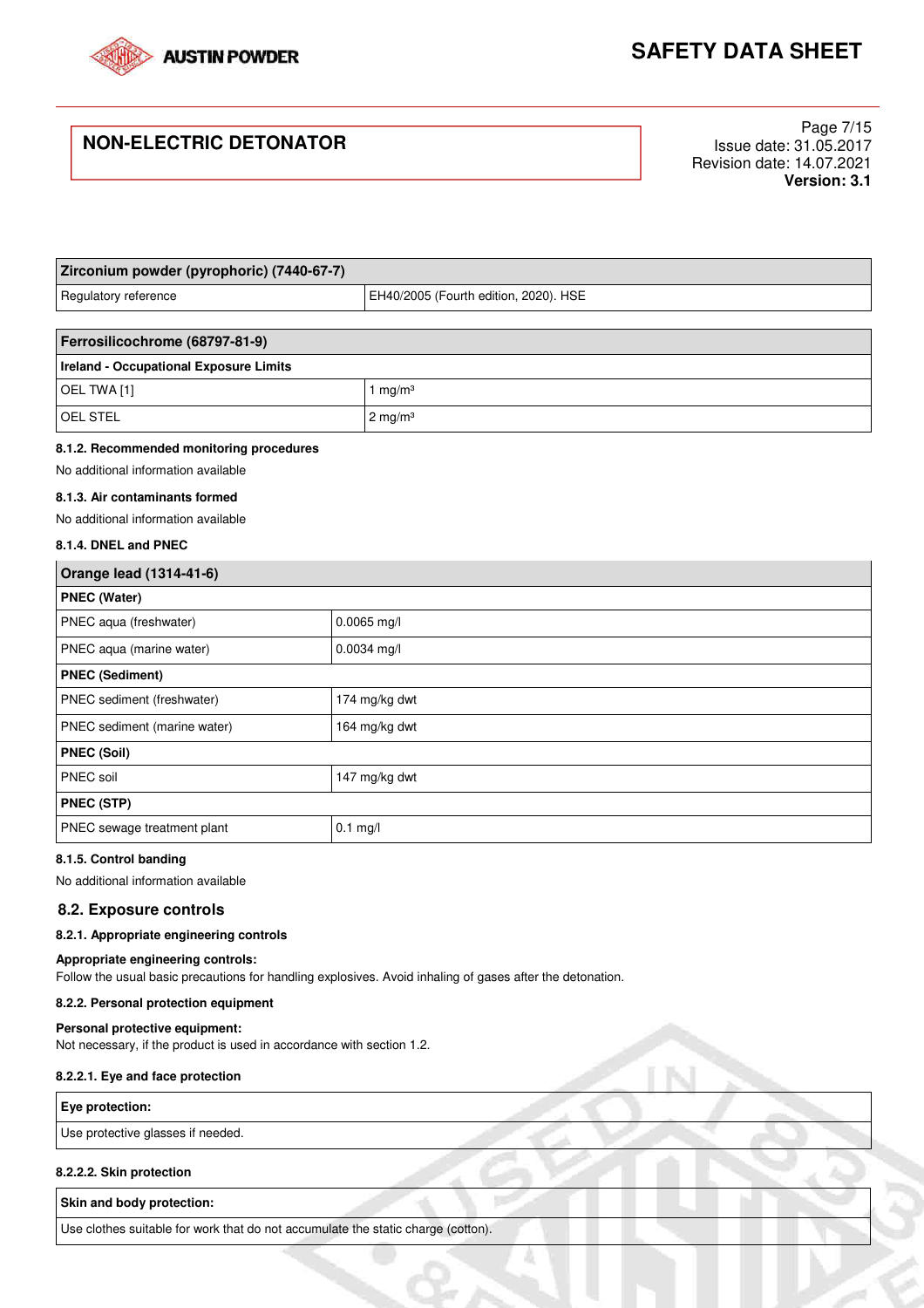| Zirconium powder (pyrophoric) (7440-67-7) | |
|---|---|
| Regulatory reference | EH40/2005 (Fourth edition, 2020). HSE |

| Ferrosilicochrome (68797-81-9) | |
|---|---|
| **Ireland - Occupational Exposure Limits** | |
| OEL TWA [1] | 1 mg/m³ |
| OEL STEL | 2 mg/m³ |

#### 8.1.2. Recommended monitoring procedures

No additional information available

#### 8.1.3. Air contaminants formed

No additional information available

#### 8.1.4. DNEL and PNEC

| Orange lead (1314-41-6) | |
|---|---|
| **PNEC (Water)** | |
| PNEC aqua (freshwater) | 0.0065 mg/l |
| PNEC aqua (marine water) | 0.0034 mg/l |
| **PNEC (Sediment)** | |
| PNEC sediment (freshwater) | 174 mg/kg dwt |
| PNEC sediment (marine water) | 164 mg/kg dwt |
| **PNEC (Soil)** | |
| PNEC soil | 147 mg/kg dwt |
| **PNEC (STP)** | |
| PNEC sewage treatment plant | 0.1 mg/l |

#### 8.1.5. Control banding

No additional information available

## 8.2. Exposure controls

#### 8.2.1. Appropriate engineering controls

**Appropriate engineering controls:**

Follow the usual basic precautions for handling explosives. Avoid inhaling of gases after the detonation.

#### 8.2.2. Personal protection equipment

**Personal protective equipment:**

Not necessary, if the product is used in accordance with section 1.2.

#### 8.2.2.1. Eye and face protection

| Eye protection: |
|---|
| Use protective glasses if needed. |

#### 8.2.2.2. Skin protection

| Skin and body protection: |
|---|
| Use clothes suitable for work that do not accumulate the static charge (cotton). |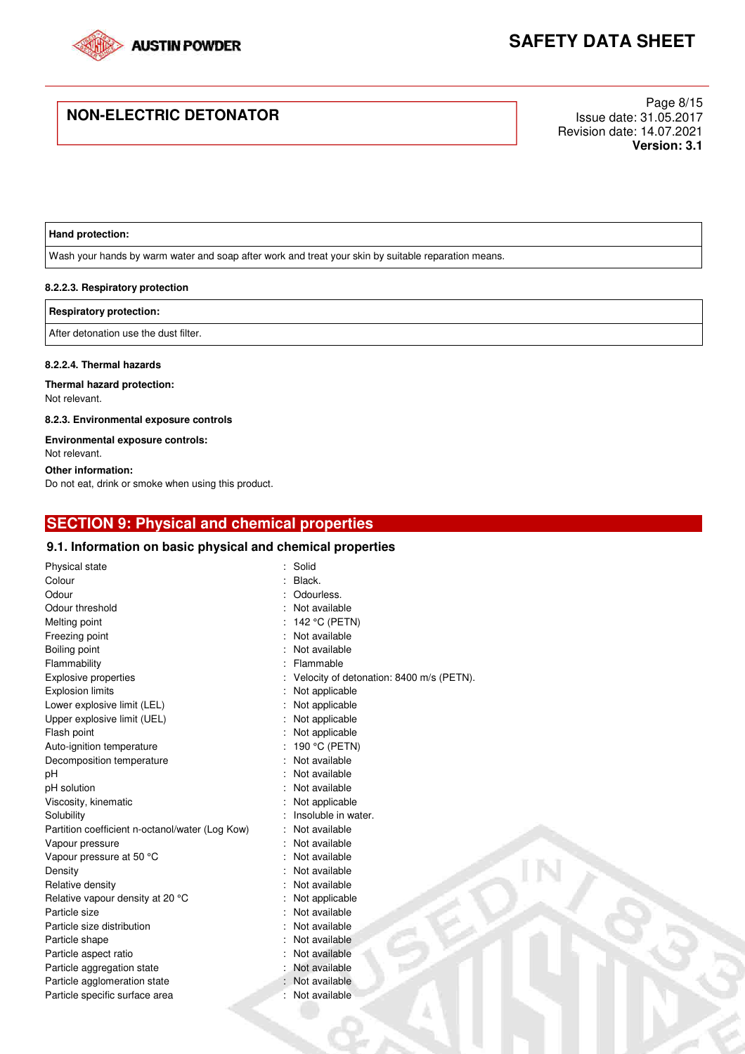| Hand protection: |
| --- |
| Wash your hands by warm water and soap after work and treat your skin by suitable reparation means. |

#### 8.2.2.3. Respiratory protection

| Respiratory protection: |
| --- |
| After detonation use the dust filter. |

#### 8.2.2.4. Thermal hazards

**Thermal hazard protection:**
Not relevant.

#### 8.2.3. Environmental exposure controls

**Environmental exposure controls:**
Not relevant.

**Other information:**
Do not eat, drink or smoke when using this product.

## SECTION 9: Physical and chemical properties

### 9.1. Information on basic physical and chemical properties

| | |
| --- | --- |
| Physical state | : Solid |
| Colour | : Black. |
| Odour | : Odourless. |
| Odour threshold | : Not available |
| Melting point | : 142 °C (PETN) |
| Freezing point | : Not available |
| Boiling point | : Not available |
| Flammability | : Flammable |
| Explosive properties | : Velocity of detonation: 8400 m/s (PETN). |
| Explosion limits | : Not applicable |
| Lower explosive limit (LEL) | : Not applicable |
| Upper explosive limit (UEL) | : Not applicable |
| Flash point | : Not applicable |
| Auto-ignition temperature | : 190 °C (PETN) |
| Decomposition temperature | : Not available |
| pH | : Not available |
| pH solution | : Not available |
| Viscosity, kinematic | : Not applicable |
| Solubility | : Insoluble in water. |
| Partition coefficient n-octanol/water (Log Kow) | : Not available |
| Vapour pressure | : Not available |
| Vapour pressure at 50 °C | : Not available |
| Density | : Not available |
| Relative density | : Not available |
| Relative vapour density at 20 °C | : Not applicable |
| Particle size | : Not available |
| Particle size distribution | : Not available |
| Particle shape | : Not available |
| Particle aspect ratio | : Not available |
| Particle aggregation state | : Not available |
| Particle agglomeration state | : Not available |
| Particle specific surface area | : Not available |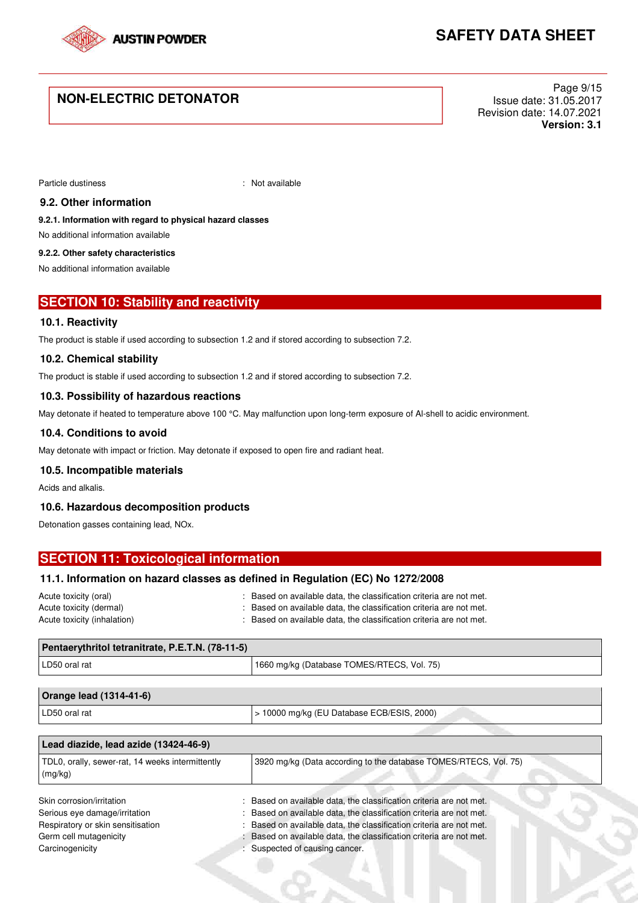Particle dustiness : Not available

### 9.2. Other information

**9.2.1. Information with regard to physical hazard classes**

No additional information available

**9.2.2. Other safety characteristics**

No additional information available

## SECTION 10: Stability and reactivity

### 10.1. Reactivity

The product is stable if used according to subsection 1.2 and if stored according to subsection 7.2.

### 10.2. Chemical stability

The product is stable if used according to subsection 1.2 and if stored according to subsection 7.2.

### 10.3. Possibility of hazardous reactions

May detonate if heated to temperature above 100 °C. May malfunction upon long-term exposure of Al-shell to acidic environment.

### 10.4. Conditions to avoid

May detonate with impact or friction. May detonate if exposed to open fire and radiant heat.

### 10.5. Incompatible materials

Acids and alkalis.

### 10.6. Hazardous decomposition products

Detonation gasses containing lead, NOx.

## SECTION 11: Toxicological information

### 11.1. Information on hazard classes as defined in Regulation (EC) No 1272/2008

Acute toxicity (oral) : Based on available data, the classification criteria are not met.
Acute toxicity (dermal) : Based on available data, the classification criteria are not met.
Acute toxicity (inhalation) : Based on available data, the classification criteria are not met.

| Pentaerythritol tetranitrate, P.E.T.N. (78-11-5) | |
|---|---|
| LD50 oral rat | 1660 mg/kg (Database TOMES/RTECS, Vol. 75) |

| Orange lead (1314-41-6) | |
|---|---|
| LD50 oral rat | > 10000 mg/kg (EU Database ECB/ESIS, 2000) |

| Lead diazide, lead azide (13424-46-9) | |
|---|---|
| TDL0, orally, sewer-rat, 14 weeks intermittently (mg/kg) | 3920 mg/kg (Data according to the database TOMES/RTECS, Vol. 75) |

Skin corrosion/irritation : Based on available data, the classification criteria are not met.
Serious eye damage/irritation : Based on available data, the classification criteria are not met.
Respiratory or skin sensitisation : Based on available data, the classification criteria are not met.
Germ cell mutagenicity : Based on available data, the classification criteria are not met.
Carcinogenicity : Suspected of causing cancer.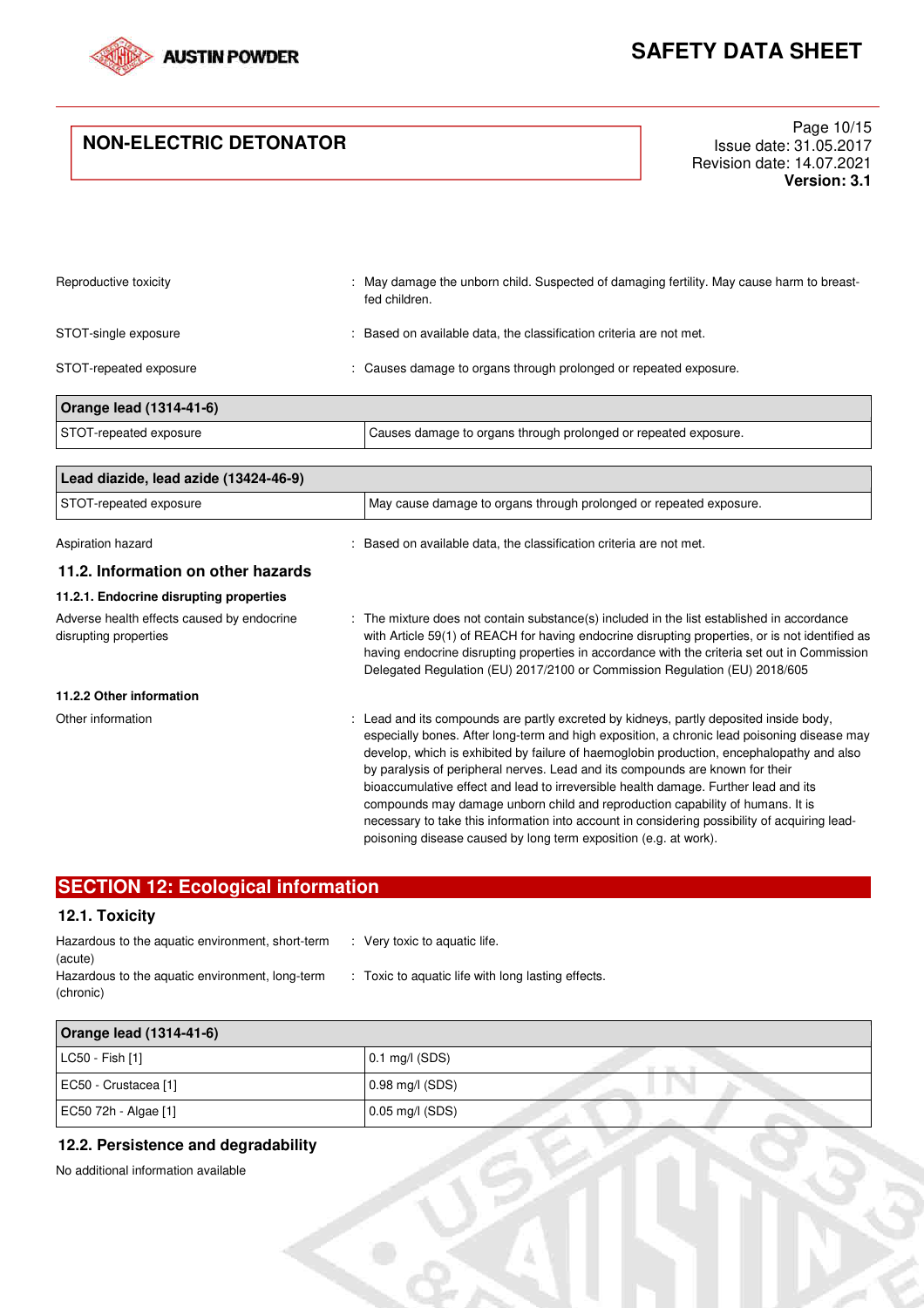| | |
|---|---|
| Reproductive toxicity | : May damage the unborn child. Suspected of damaging fertility. May cause harm to breast-fed children. |
| STOT-single exposure | : Based on available data, the classification criteria are not met. |
| STOT-repeated exposure | : Causes damage to organs through prolonged or repeated exposure. |

| Orange lead (1314-41-6) | |
|---|---|
| STOT-repeated exposure | Causes damage to organs through prolonged or repeated exposure. |

| Lead diazide, lead azide (13424-46-9) | |
|---|---|
| STOT-repeated exposure | May cause damage to organs through prolonged or repeated exposure. |

| | |
|---|---|
| Aspiration hazard | : Based on available data, the classification criteria are not met. |

### 11.2. Information on other hazards

#### 11.2.1. Endocrine disrupting properties

| | |
|---|---|
| Adverse health effects caused by endocrine disrupting properties | : The mixture does not contain substance(s) included in the list established in accordance with Article 59(1) of REACH for having endocrine disrupting properties, or is not identified as having endocrine disrupting properties in accordance with the criteria set out in Commission Delegated Regulation (EU) 2017/2100 or Commission Regulation (EU) 2018/605 |

#### 11.2.2 Other information

| | |
|---|---|
| Other information | : Lead and its compounds are partly excreted by kidneys, partly deposited inside body, especially bones. After long-term and high exposition, a chronic lead poisoning disease may develop, which is exhibited by failure of haemoglobin production, encephalopathy and also by paralysis of peripheral nerves. Lead and its compounds are known for their bioaccumulative effect and lead to irreversible health damage. Further lead and its compounds may damage unborn child and reproduction capability of humans. It is necessary to take this information into account in considering possibility of acquiring lead-poisoning disease caused by long term exposition (e.g. at work). |

## SECTION 12: Ecological information

### 12.1. Toxicity

| | |
|---|---|
| Hazardous to the aquatic environment, short-term (acute) | : Very toxic to aquatic life. |
| Hazardous to the aquatic environment, long-term (chronic) | : Toxic to aquatic life with long lasting effects. |

| Orange lead (1314-41-6) | |
|---|---|
| LC50 - Fish [1] | 0.1 mg/l (SDS) |
| EC50 - Crustacea [1] | 0.98 mg/l (SDS) |
| EC50 72h - Algae [1] | 0.05 mg/l (SDS) |

### 12.2. Persistence and degradability

No additional information available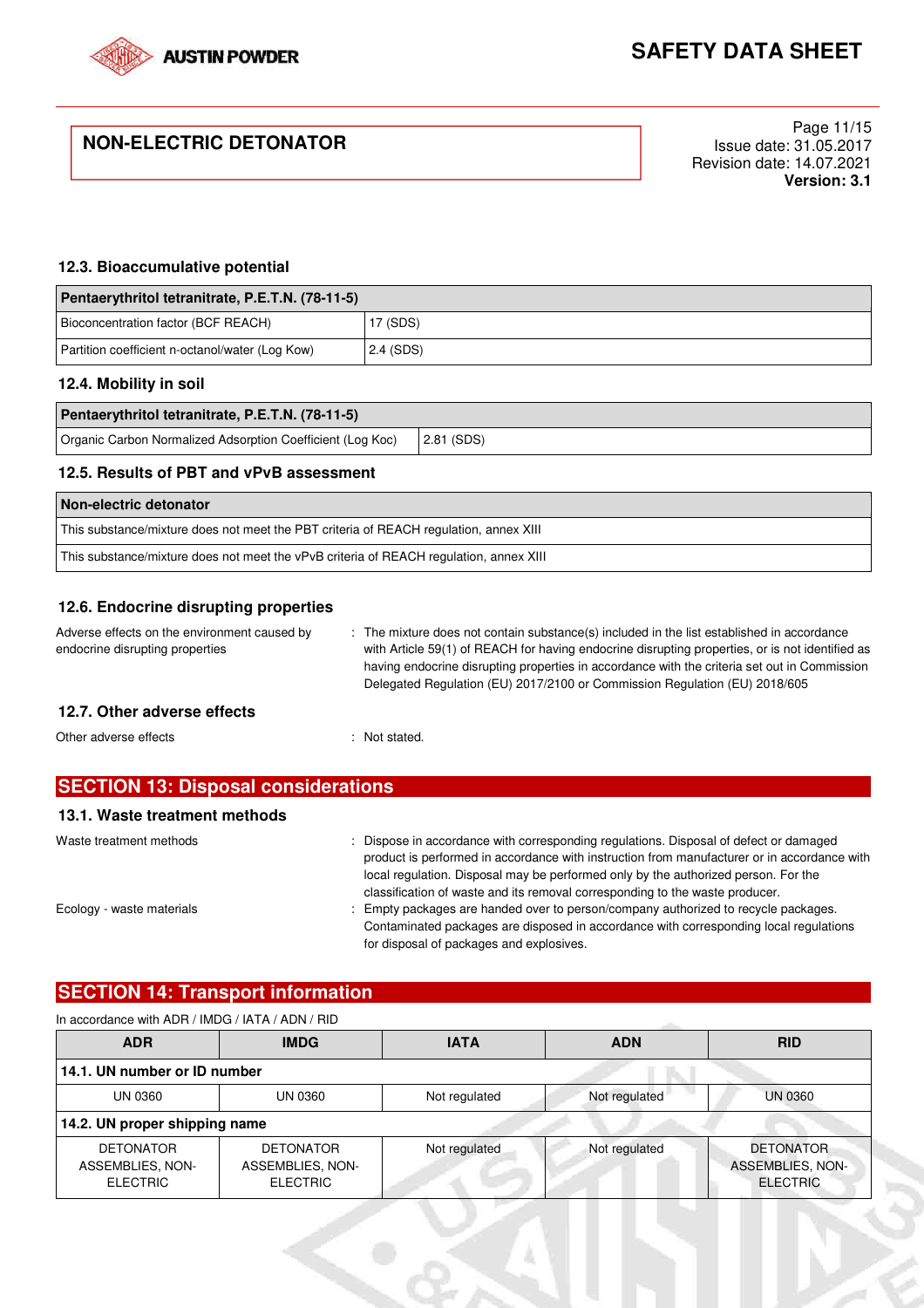### 12.3. Bioaccumulative potential

| Pentaerythritol tetranitrate, P.E.T.N. (78-11-5) | |
|---|---|
| Bioconcentration factor (BCF REACH) | 17 (SDS) |
| Partition coefficient n-octanol/water (Log Kow) | 2.4 (SDS) |

### 12.4. Mobility in soil

| Pentaerythritol tetranitrate, P.E.T.N. (78-11-5) | |
|---|---|
| Organic Carbon Normalized Adsorption Coefficient (Log Koc) | 2.81 (SDS) |

### 12.5. Results of PBT and vPvB assessment

| Non-electric detonator |
|---|
| This substance/mixture does not meet the PBT criteria of REACH regulation, annex XIII |
| This substance/mixture does not meet the vPvB criteria of REACH regulation, annex XIII |

### 12.6. Endocrine disrupting properties

Adverse effects on the environment caused by endocrine disrupting properties : The mixture does not contain substance(s) included in the list established in accordance with Article 59(1) of REACH for having endocrine disrupting properties, or is not identified as having endocrine disrupting properties in accordance with the criteria set out in Commission Delegated Regulation (EU) 2017/2100 or Commission Regulation (EU) 2018/605

### 12.7. Other adverse effects

Other adverse effects : Not stated.

## SECTION 13: Disposal considerations

### 13.1. Waste treatment methods

Waste treatment methods : Dispose in accordance with corresponding regulations. Disposal of defect or damaged product is performed in accordance with instruction from manufacturer or in accordance with local regulation. Disposal may be performed only by the authorized person. For the classification of waste and its removal corresponding to the waste producer.

Ecology - waste materials : Empty packages are handed over to person/company authorized to recycle packages. Contaminated packages are disposed in accordance with corresponding local regulations for disposal of packages and explosives.

## SECTION 14: Transport information

In accordance with ADR / IMDG / IATA / ADN / RID

| ADR | IMDG | IATA | ADN | RID |
|---|---|---|---|---|
| **14.1. UN number or ID number** | | | | |
| UN 0360 | UN 0360 | Not regulated | Not regulated | UN 0360 |
| **14.2. UN proper shipping name** | | | | |
| DETONATOR ASSEMBLIES, NON-ELECTRIC | DETONATOR ASSEMBLIES, NON-ELECTRIC | Not regulated | Not regulated | DETONATOR ASSEMBLIES, NON-ELECTRIC |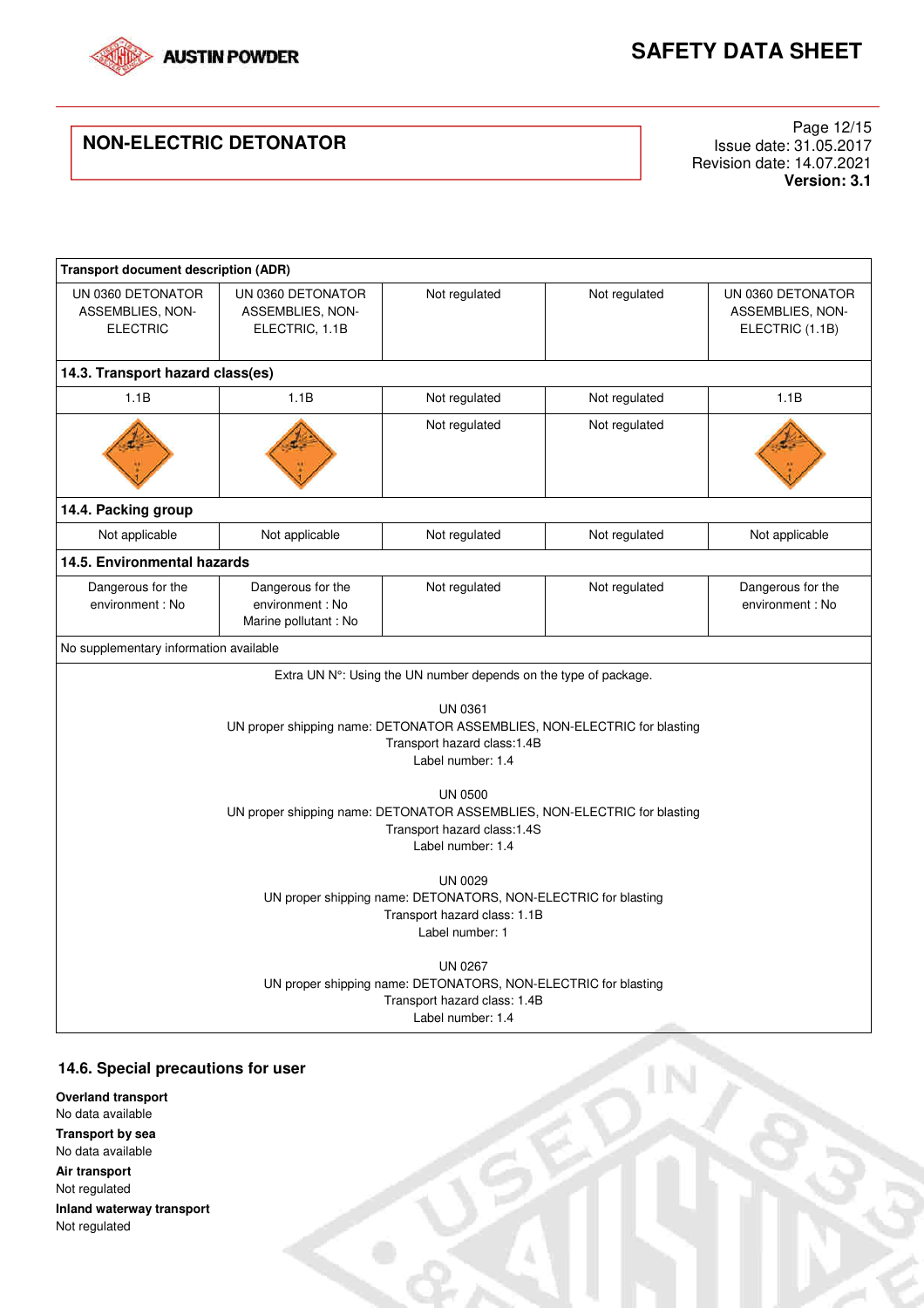| Transport document description (ADR) | | | | |
|---|---|---|---|---|
| UN 0360 DETONATOR ASSEMBLIES, NON-ELECTRIC | UN 0360 DETONATOR ASSEMBLIES, NON-ELECTRIC, 1.1B | Not regulated | Not regulated | UN 0360 DETONATOR ASSEMBLIES, NON-ELECTRIC (1.1B) |
| **14.3. Transport hazard class(es)** | | | | |
| 1.1B | 1.1B | Not regulated | Not regulated | 1.1B |
| | | Not regulated | Not regulated | |
| **14.4. Packing group** | | | | |
| Not applicable | Not applicable | Not regulated | Not regulated | Not applicable |
| **14.5. Environmental hazards** | | | | |
| Dangerous for the environment : No | Dangerous for the environment : No Marine pollutant : No | Not regulated | Not regulated | Dangerous for the environment : No |
| No supplementary information available | | | | |

Extra UN N°: Using the UN number depends on the type of package.

UN 0361
UN proper shipping name: DETONATOR ASSEMBLIES, NON-ELECTRIC for blasting
Transport hazard class:1.4B
Label number: 1.4

UN 0500
UN proper shipping name: DETONATOR ASSEMBLIES, NON-ELECTRIC for blasting
Transport hazard class:1.4S
Label number: 1.4

UN 0029
UN proper shipping name: DETONATORS, NON-ELECTRIC for blasting
Transport hazard class: 1.1B
Label number: 1

UN 0267
UN proper shipping name: DETONATORS, NON-ELECTRIC for blasting
Transport hazard class: 1.4B
Label number: 1.4

### 14.6. Special precautions for user

**Overland transport**
No data available

**Transport by sea**
No data available

**Air transport**
Not regulated

**Inland waterway transport**
Not regulated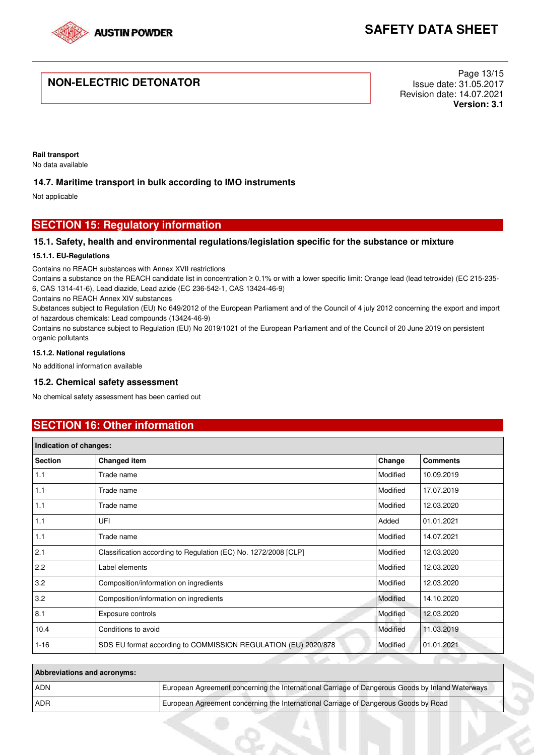**Rail transport**

No data available

### 14.7. Maritime transport in bulk according to IMO instruments

Not applicable

## SECTION 15: Regulatory information

### 15.1. Safety, health and environmental regulations/legislation specific for the substance or mixture

#### 15.1.1. EU-Regulations

Contains no REACH substances with Annex XVII restrictions

Contains a substance on the REACH candidate list in concentration ≥ 0.1% or with a lower specific limit: Orange lead (lead tetroxide) (EC 215-235-6, CAS 1314-41-6), Lead diazide, Lead azide (EC 236-542-1, CAS 13424-46-9)

Contains no REACH Annex XIV substances

Substances subject to Regulation (EU) No 649/2012 of the European Parliament and of the Council of 4 july 2012 concerning the export and import of hazardous chemicals: Lead compounds (13424-46-9)

Contains no substance subject to Regulation (EU) No 2019/1021 of the European Parliament and of the Council of 20 June 2019 on persistent organic pollutants

#### 15.1.2. National regulations

No additional information available

### 15.2. Chemical safety assessment

No chemical safety assessment has been carried out

## SECTION 16: Other information

| Indication of changes: | | | |
|---|---|---|---|
| **Section** | **Changed item** | **Change** | **Comments** |
| 1.1 | Trade name | Modified | 10.09.2019 |
| 1.1 | Trade name | Modified | 17.07.2019 |
| 1.1 | Trade name | Modified | 12.03.2020 |
| 1.1 | UFI | Added | 01.01.2021 |
| 1.1 | Trade name | Modified | 14.07.2021 |
| 2.1 | Classification according to Regulation (EC) No. 1272/2008 [CLP] | Modified | 12.03.2020 |
| 2.2 | Label elements | Modified | 12.03.2020 |
| 3.2 | Composition/information on ingredients | Modified | 12.03.2020 |
| 3.2 | Composition/information on ingredients | Modified | 14.10.2020 |
| 8.1 | Exposure controls | Modified | 12.03.2020 |
| 10.4 | Conditions to avoid | Modified | 11.03.2019 |
| 1-16 | SDS EU format according to COMMISSION REGULATION (EU) 2020/878 | Modified | 01.01.2021 |

| Abbreviations and acronyms: | |
|---|---|
| ADN | European Agreement concerning the International Carriage of Dangerous Goods by Inland Waterways |
| ADR | European Agreement concerning the International Carriage of Dangerous Goods by Road |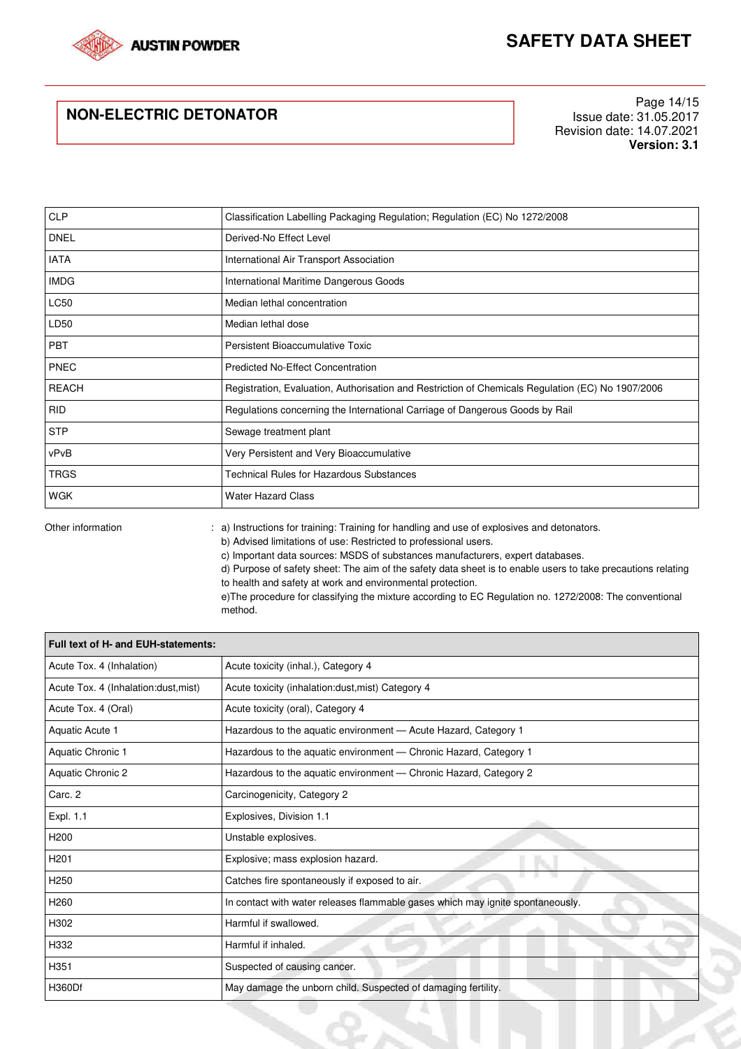| CLP | Classification Labelling Packaging Regulation; Regulation (EC) No 1272/2008 |
|---|---|
| DNEL | Derived-No Effect Level |
| IATA | International Air Transport Association |
| IMDG | International Maritime Dangerous Goods |
| LC50 | Median lethal concentration |
| LD50 | Median lethal dose |
| PBT | Persistent Bioaccumulative Toxic |
| PNEC | Predicted No-Effect Concentration |
| REACH | Registration, Evaluation, Authorisation and Restriction of Chemicals Regulation (EC) No 1907/2006 |
| RID | Regulations concerning the International Carriage of Dangerous Goods by Rail |
| STP | Sewage treatment plant |
| vPvB | Very Persistent and Very Bioaccumulative |
| TRGS | Technical Rules for Hazardous Substances |
| WGK | Water Hazard Class |

Other information : a) Instructions for training: Training for handling and use of explosives and detonators.
b) Advised limitations of use: Restricted to professional users.
c) Important data sources: MSDS of substances manufacturers, expert databases.
d) Purpose of safety sheet: The aim of the safety data sheet is to enable users to take precautions relating to health and safety at work and environmental protection.
e)The procedure for classifying the mixture according to EC Regulation no. 1272/2008: The conventional method.

| Full text of H- and EUH-statements: | |
|---|---|
| Acute Tox. 4 (Inhalation) | Acute toxicity (inhal.), Category 4 |
| Acute Tox. 4 (Inhalation:dust,mist) | Acute toxicity (inhalation:dust,mist) Category 4 |
| Acute Tox. 4 (Oral) | Acute toxicity (oral), Category 4 |
| Aquatic Acute 1 | Hazardous to the aquatic environment — Acute Hazard, Category 1 |
| Aquatic Chronic 1 | Hazardous to the aquatic environment — Chronic Hazard, Category 1 |
| Aquatic Chronic 2 | Hazardous to the aquatic environment — Chronic Hazard, Category 2 |
| Carc. 2 | Carcinogenicity, Category 2 |
| Expl. 1.1 | Explosives, Division 1.1 |
| H200 | Unstable explosives. |
| H201 | Explosive; mass explosion hazard. |
| H250 | Catches fire spontaneously if exposed to air. |
| H260 | In contact with water releases flammable gases which may ignite spontaneously. |
| H302 | Harmful if swallowed. |
| H332 | Harmful if inhaled. |
| H351 | Suspected of causing cancer. |
| H360Df | May damage the unborn child. Suspected of damaging fertility. |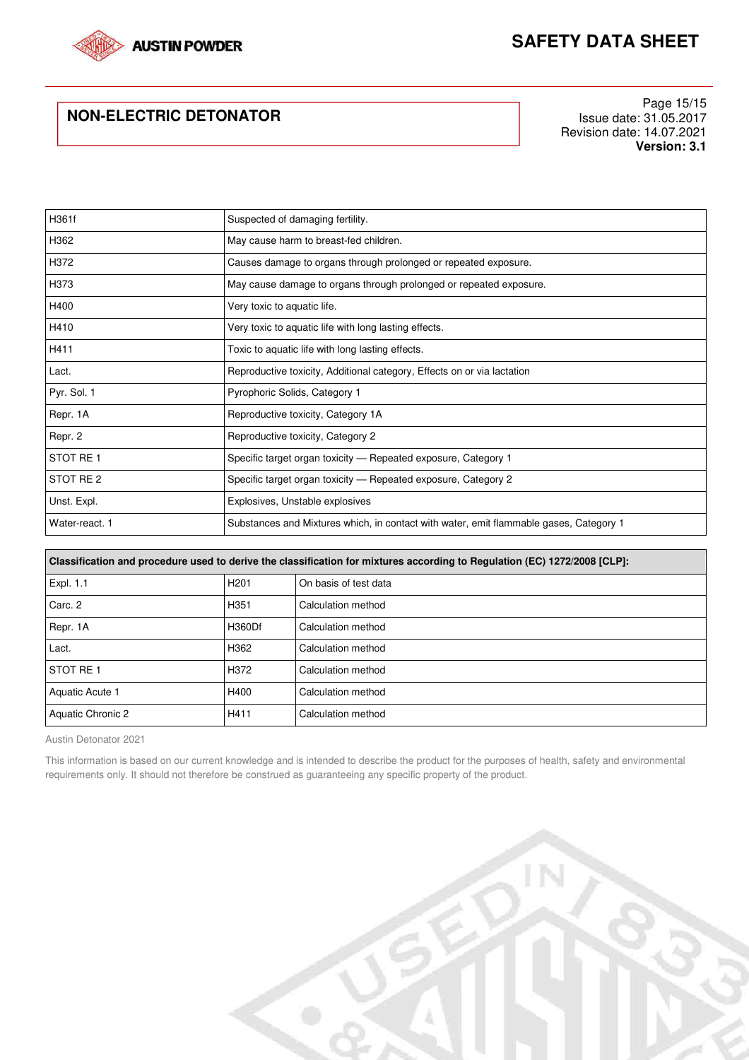| | |
|---|---|
| H361f | Suspected of damaging fertility. |
| H362 | May cause harm to breast-fed children. |
| H372 | Causes damage to organs through prolonged or repeated exposure. |
| H373 | May cause damage to organs through prolonged or repeated exposure. |
| H400 | Very toxic to aquatic life. |
| H410 | Very toxic to aquatic life with long lasting effects. |
| H411 | Toxic to aquatic life with long lasting effects. |
| Lact. | Reproductive toxicity, Additional category, Effects on or via lactation |
| Pyr. Sol. 1 | Pyrophoric Solids, Category 1 |
| Repr. 1A | Reproductive toxicity, Category 1A |
| Repr. 2 | Reproductive toxicity, Category 2 |
| STOT RE 1 | Specific target organ toxicity — Repeated exposure, Category 1 |
| STOT RE 2 | Specific target organ toxicity — Repeated exposure, Category 2 |
| Unst. Expl. | Explosives, Unstable explosives |
| Water-react. 1 | Substances and Mixtures which, in contact with water, emit flammable gases, Category 1 |

| Classification and procedure used to derive the classification for mixtures according to Regulation (EC) 1272/2008 [CLP]: | | |
|---|---|---|
| Expl. 1.1 | H201 | On basis of test data |
| Carc. 2 | H351 | Calculation method |
| Repr. 1A | H360Df | Calculation method |
| Lact. | H362 | Calculation method |
| STOT RE 1 | H372 | Calculation method |
| Aquatic Acute 1 | H400 | Calculation method |
| Aquatic Chronic 2 | H411 | Calculation method |

Austin Detonator 2021

This information is based on our current knowledge and is intended to describe the product for the purposes of health, safety and environmental requirements only. It should not therefore be construed as guaranteeing any specific property of the product.